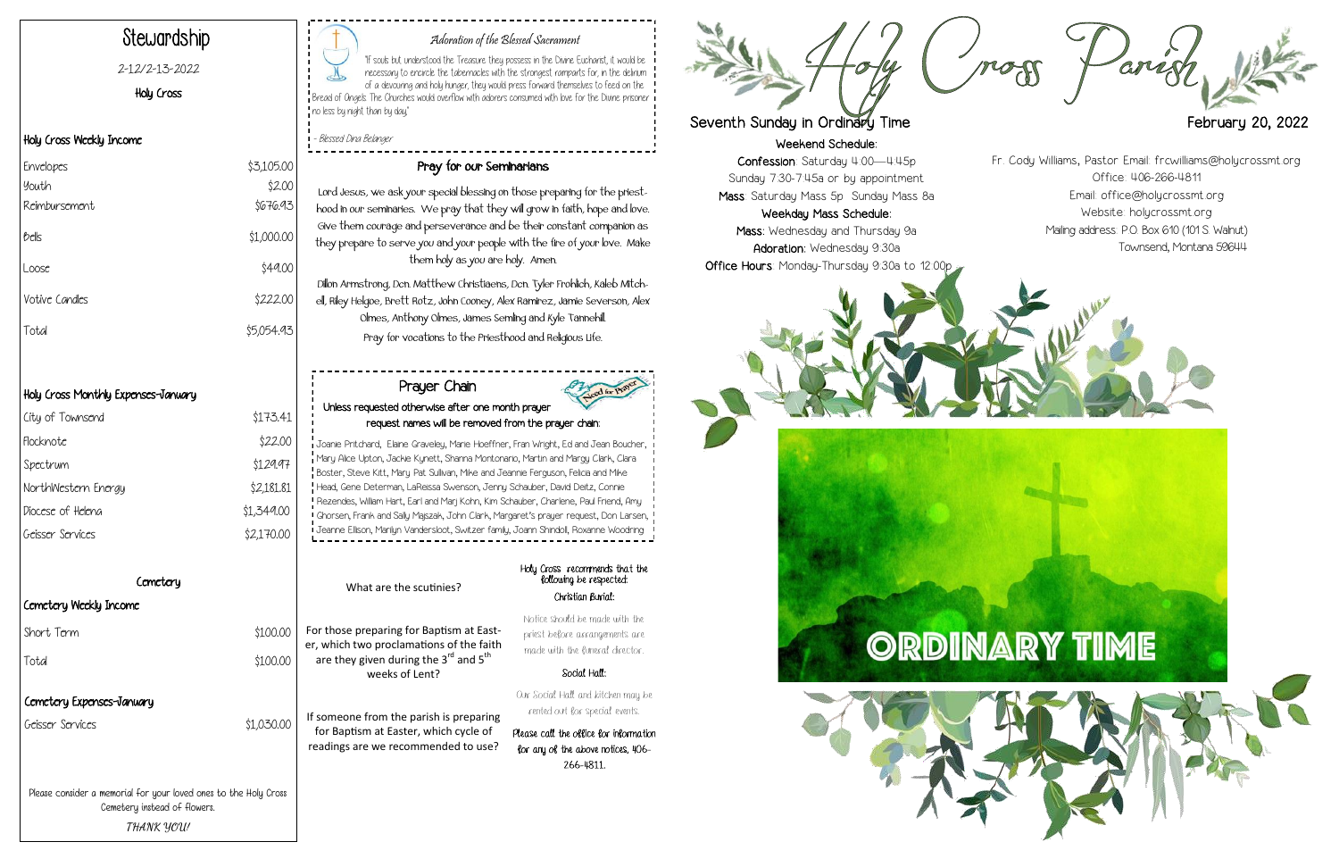# Stewardship

2-12/2-13-2022

Holy Cross

## Holy Cross Weekly Income

| | |
|---|---|
| Envelopes | $3,105.00 |
| Youth | $2.00 |
| Reimbursement | $676.93 |
| Bells | $1,000.00 |
| Loose | $49.00 |
| Votive Candles | $222.00 |
| Total | $5,054.93 |

## Holy Cross Monthly Expenses-January

| | |
|---|---|
| City of Townsend | $173.41 |
| Flocknote | $22.00 |
| Spectrum | $129.97 |
| NorthWestern Energy | $2,181.81 |
| Diocese of Helena | $1,349.00 |
| Geisser Services | $2,170.00 |

## Cemetery

### Cemetery Weekly Income

| | |
|---|---|
| Short Term | $100.00 |
| Total | $100.00 |

### Cemetery Expenses-January

| | |
|---|---|
| Geisser Services | $1,030.00 |

Please consider a memorial for your loved ones to the Holy Cross Cemetery instead of flowers.

*THANK YOU!*

---

### *Adoration of the Blessed Sacrament*

"If souls but understood the Treasure they possess in the Divine Eucharist, it would be necessary to encircle the tabernacles with the strongest ramparts for, in the delirium of a devouring and holy hunger, they would press forward themselves to feed on the Bread of Angels. The Churches would overflow with adorers consumed with love for the Divine prisoner no less by night than by day."

*- Blessed Dina Belanger*

## Pray for our Seminarians

Lord Jesus, we ask your special blessing on those preparing for the priesthood in our seminaries. We pray that they will grow in faith, hope and love. Give them courage and perseverance and be their constant companion as they prepare to serve you and your people with the fire of your love. Make them holy as you are holy. Amen.

Dillon Armstrong, Dcn. Matthew Christiaens, Dcn. Tyler Frohlich, Kaleb Mitchell, Riley Helgoe, Brett Rotz, John Cooney, Alex Ramirez, Jamie Severson, Alex Olmes, Anthony Olmes, James Semling and Kyle Tannehill.

Pray for vocations to the Priesthood and Religious Life.

## Prayer Chain

Unless requested otherwise after one month prayer request names will be removed from the prayer chain:

Joanie Pritchard, Elaine Graveley, Marie Hoeffner, Fran Wright, Ed and Jean Boucher, Mary Alice Upton, Jackie Kynett, Shanna Montonario, Martin and Margy Clark, Clara Boster, Steve Kitt, Mary Pat Sullivan, Mike and Jeannie Ferguson, Felicia and Mike Head, Gene Determan, LaReissa Swenson, Jenny Schauber, David Deitz, Connie Rezendes, William Hart, Earl and Marj Kohn, Kim Schauber, Charlene, Paul Friend, Amy Ghorsen, Frank and Sally Majszak, John Clark, Margaret's prayer request, Don Larsen, Jeanne Ellison, Marilyn Vandersloot, Switzer family, Joann Shindoll, Roxanne Woodring

What are the scutinies?

For those preparing for Baptism at Easter, which two proclamations of the faith are they given during the 3rd and 5th weeks of Lent?

If someone from the parish is preparing for Baptism at Easter, which cycle of readings are we recommended to use?

Holy Cross recommends that the following be respected:

**Christian Burial:**

Notice should be made with the priest before arrangements are made with the funeral director.

**Social Hall:**

Our Social Hall and kitchen may be rented out for special events.

Please call the office for information for any of the above notices, 406-266-4811.

---

# Holy Cross Parish

**Seventh Sunday in Ordinary Time** — **February 20, 2022**

**Weekend Schedule:**

**Confession**: Saturday 4:00—4:45p
Sunday 7:30-7:45a or by appointment

**Mass**: Saturday Mass 5p Sunday Mass 8a

**Weekday Mass Schedule:**

**Mass**: Wednesday and Thursday 9a

**Adoration**: Wednesday 9:30a

**Office Hours**: Monday-Thursday 9:30a to 12:00p

Fr. Cody Williams, Pastor Email: frcwilliams@holycrossmt.org
Office: 406-266-4811
Email: office@holycrossmt.org
Website: holycrossmt.org
Mailing address: P.O. Box 610 (101 S. Walnut)
Townsend, Montana 59644

ORDINARY TIME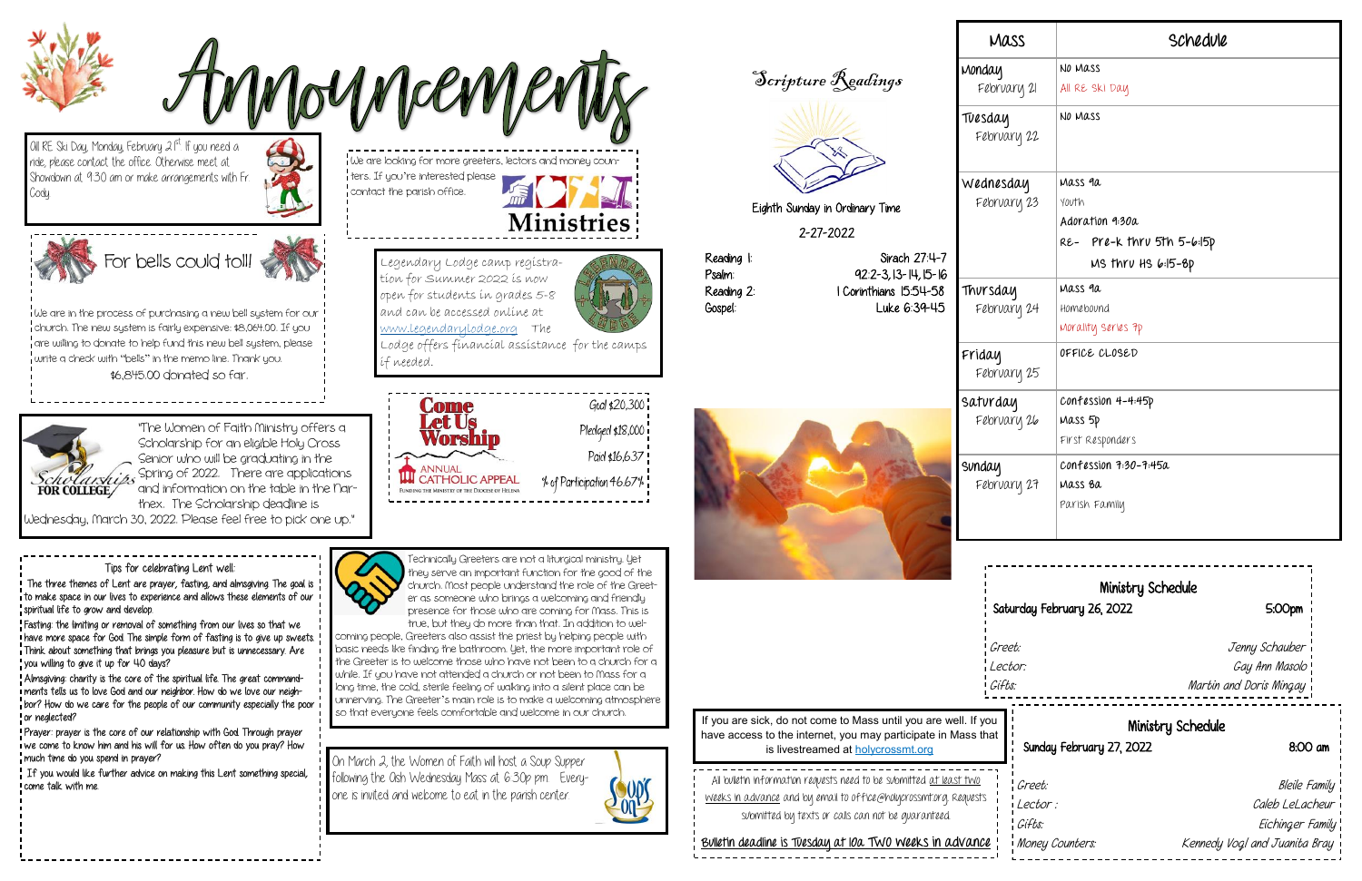# Announcements

All RE Ski Day, Monday, February 21st. If you need a ride, please contact the office. Otherwise meet at Showdown at 9:30 am or make arrangements with Fr. Cody.

We are looking for more greeters, lectors and money counters. If you're interested please contact the parish office.

Ministries

## For bells could toll!

We are in the process of purchasing a new bell system for our church. The new system is fairly expensive: $8,064.00. If you are willing to donate to help fund this new bell system, please write a check with "bells" in the memo line. Thank you. $6,845.00 donated so far.

Legendary Lodge camp registration for Summer 2022 is now open for students in grades 5-8 and can be accessed online at www.legendarylodge.org. The Lodge offers financial assistance for the camps if needed.

"The Women of Faith Ministry offers a Scholarship for an eligible Holy Cross Senior who will be graduating in the Spring of 2022. There are applications and information on the table in the Narthex. The Scholarship deadline is Wednesday, March 30, 2022. Please feel free to pick one up."

Come Let Us Worship — Annual Catholic Appeal, Funding the Ministry of the Diocese of Helena

Goal $20,300
Pledged $18,000
Paid $16,637
% of Participation 46.67%

### Tips for celebrating Lent well:

The three themes of Lent are prayer, fasting, and almsgiving. The goal is to make space in our lives to experience and allows these elements of our spiritual life to grow and develop.

Fasting: the limiting or removal of something from our lives so that we have more space for God. The simple form of fasting is to give up sweets. Think about something that brings you pleasure but is unnecessary. Are you willing to give it up for 40 days?

Almsgiving: charity is the core of the spiritual life. The great commandments tells us to love God and our neighbor. How do we love our neighbor? How do we care for the people of our community especially the poor or neglected?

Prayer: prayer is the core of our relationship with God. Through prayer we come to know him and his will for us. How often do you pray? How much time do you spend in prayer?

If you would like further advice on making this Lent something special, come talk with me.

Technically Greeters are not a liturgical ministry. Yet they serve an important function for the good of the church. Most people understand the role of the Greeter as someone who brings a welcoming and friendly presence for those who are coming for Mass. This is true, but they do more than that. In addition to welcoming people, Greeters also assist the priest by helping people with basic needs like finding the bathroom. Yet, the more important role of the Greeter is to welcome those who have not been to a church for a while. If you have not attended a church or not been to Mass for a long time, the cold, sterile feeling of walking into a silent place can be unnerving. The Greeter's main role is to make a welcoming atmosphere so that everyone feels comfortable and welcome in our church.

On March 2, the Women of Faith will host a Soup Supper following the Ash Wednesday Mass at 6:30p pm. Everyone is invited and welcome to eat in the parish center.

## Scripture Readings

Eighth Sunday in Ordinary Time

2-27-2022

| | |
|---|---|
| Reading 1: | Sirach 27:4-7 |
| Psalm: | 92:2-3, 13-14, 15-16 |
| Reading 2: | 1 Corinthians 15:54-58 |
| Gospel: | Luke 6:39-45 |

If you are sick, do not come to Mass until you are well. If you have access to the internet, you may participate in Mass that is livestreamed at holycrossmt.org

All bulletin information requests need to be submitted at least two weeks in advance and by email to office@holycrossmt.org. Requests submitted by texts or calls can not be guaranteed.

Bulletin deadline is Tuesday at 10a TWO weeks in advance

| Mass | Schedule |
|---|---|
| Monday February 21 | No Mass<br>All RE Ski Day |
| Tuesday February 22 | No Mass |
| Wednesday February 23 | Mass 9a<br>Youth<br>Adoration 9:30a<br>RE- Pre-K thru 5th 5-6:15p<br>MS thru HS 6:15-8p |
| Thursday February 24 | Mass 9a<br>Homebound<br>Morality Series 7p |
| Friday February 25 | OFFICE CLOSED |
| Saturday February 26 | Confession 4-4:45p<br>Mass 5p<br>First Responders |
| Sunday February 27 | Confession 7:30-7:45a<br>Mass 8a<br>Parish Family |

### Ministry Schedule

Saturday February 26, 2022 — 5:00pm

| | |
|---|---|
| Greet: | Jenny Schauber |
| Lector: | Gay Ann Masolo |
| Gifts: | Martin and Doris Mingay |

### Ministry Schedule

Sunday February 27, 2022 — 8:00 am

| | |
|---|---|
| Greet: | Bleile Family |
| Lector : | Caleb LeLacheur |
| Gifts: | Eichinger Family |
| Money Counters: | Kennedy Vogl and Juanita Bray |